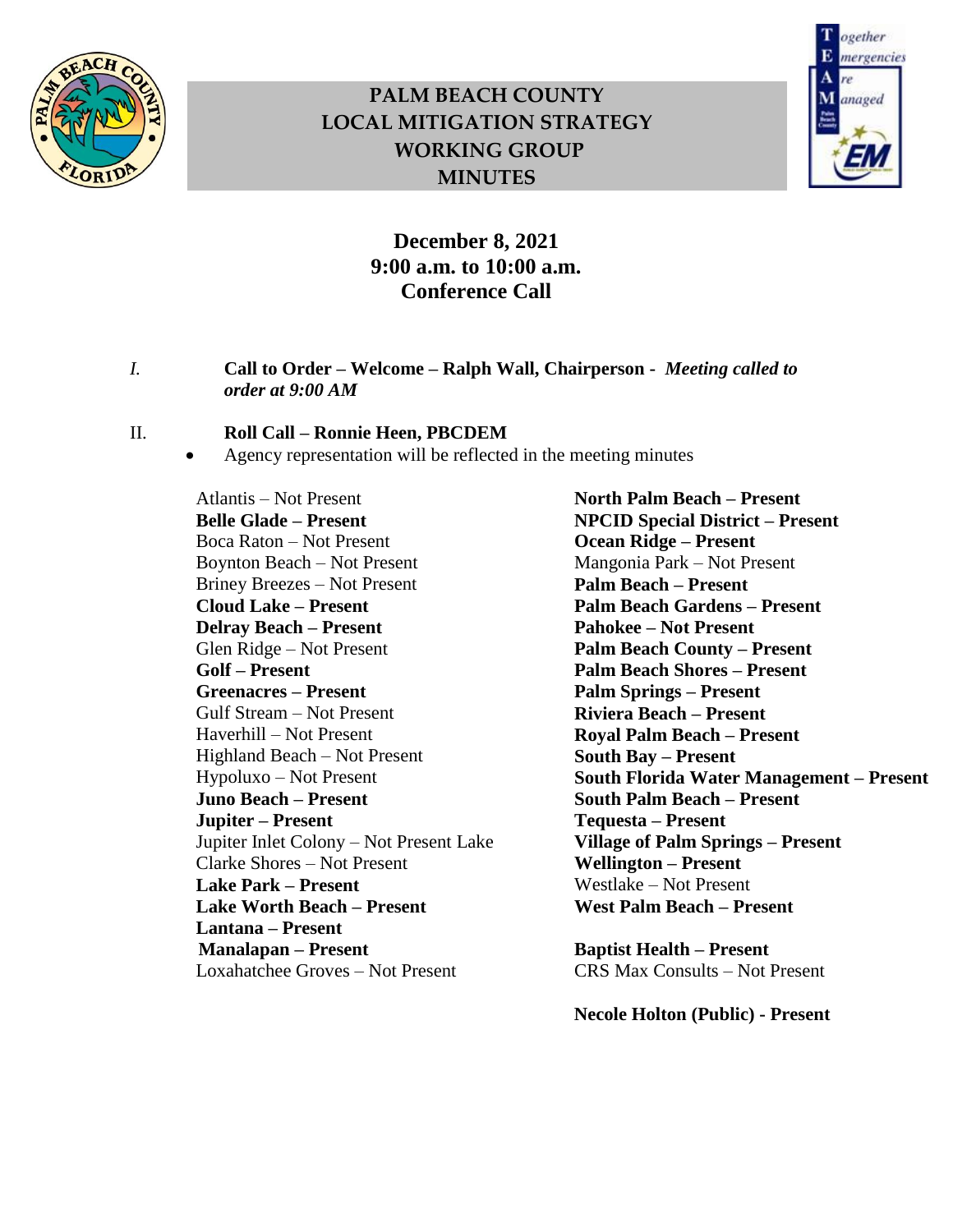# PALM BEACH COUNTY LOCAL MITIGATION STRATEGY WORKING GROUP MINUTES

**December 8, 2021**
**9:00 a.m. to 10:00 a.m.**
**Conference Call**

*I.* **Call to Order – Welcome – Ralph Wall, Chairperson -** ***Meeting called to order at 9:00 AM***

II. **Roll Call – Ronnie Heen, PBCDEM**

- Agency representation will be reflected in the meeting minutes

Atlantis – Not Present
**Belle Glade – Present**
Boca Raton – Not Present
Boynton Beach – Not Present
Briney Breezes – Not Present
**Cloud Lake – Present**
**Delray Beach – Present**
Glen Ridge – Not Present
**Golf – Present**
**Greenacres – Present**
Gulf Stream – Not Present
Haverhill – Not Present
Highland Beach – Not Present
Hypoluxo – Not Present
**Juno Beach – Present**
**Jupiter – Present**
Jupiter Inlet Colony – Not Present Lake Clarke Shores – Not Present
**Lake Park – Present**
**Lake Worth Beach – Present**
**Lantana – Present**
**Manalapan – Present**
Loxahatchee Groves – Not Present

**North Palm Beach – Present**
**NPCID Special District – Present**
**Ocean Ridge – Present**
Mangonia Park – Not Present
**Palm Beach – Present**
**Palm Beach Gardens – Present**
**Pahokee – Not Present**
**Palm Beach County – Present**
**Palm Beach Shores – Present**
**Palm Springs – Present**
**Riviera Beach – Present**
**Royal Palm Beach – Present**
**South Bay – Present**
**South Florida Water Management – Present**
**South Palm Beach – Present**
**Tequesta – Present**
**Village of Palm Springs – Present**
**Wellington – Present**
Westlake – Not Present
**West Palm Beach – Present**

**Baptist Health – Present**
CRS Max Consults – Not Present

**Necole Holton (Public) - Present**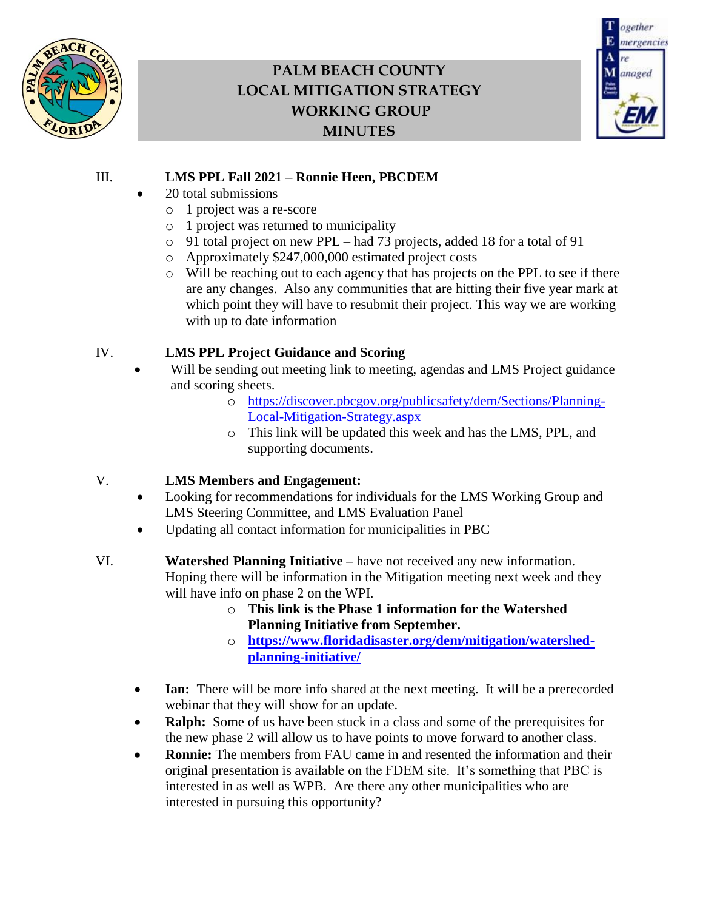III. **LMS PPL Fall 2021 – Ronnie Heen, PBCDEM**

- 20 total submissions
  - 1 project was a re-score
  - 1 project was returned to municipality
  - 91 total project on new PPL – had 73 projects, added 18 for a total of 91
  - Approximately $247,000,000 estimated project costs
  - Will be reaching out to each agency that has projects on the PPL to see if there are any changes. Also any communities that are hitting their five year mark at which point they will have to resubmit their project. This way we are working with up to date information

IV. **LMS PPL Project Guidance and Scoring**

- Will be sending out meeting link to meeting, agendas and LMS Project guidance and scoring sheets.
  - https://discover.pbcgov.org/publicsafety/dem/Sections/Planning-Local-Mitigation-Strategy.aspx
  - This link will be updated this week and has the LMS, PPL, and supporting documents.

V. **LMS Members and Engagement:**

- Looking for recommendations for individuals for the LMS Working Group and LMS Steering Committee, and LMS Evaluation Panel
- Updating all contact information for municipalities in PBC

VI. **Watershed Planning Initiative –** have not received any new information. Hoping there will be information in the Mitigation meeting next week and they will have info on phase 2 on the WPI.

  - **This link is the Phase 1 information for the Watershed Planning Initiative from September.**
  - **https://www.floridadisaster.org/dem/mitigation/watershed-planning-initiative/**

- **Ian:** There will be more info shared at the next meeting. It will be a prerecorded webinar that they will show for an update.
- **Ralph:** Some of us have been stuck in a class and some of the prerequisites for the new phase 2 will allow us to have points to move forward to another class.
- **Ronnie:** The members from FAU came in and resented the information and their original presentation is available on the FDEM site. It's something that PBC is interested in as well as WPB. Are there any other municipalities who are interested in pursuing this opportunity?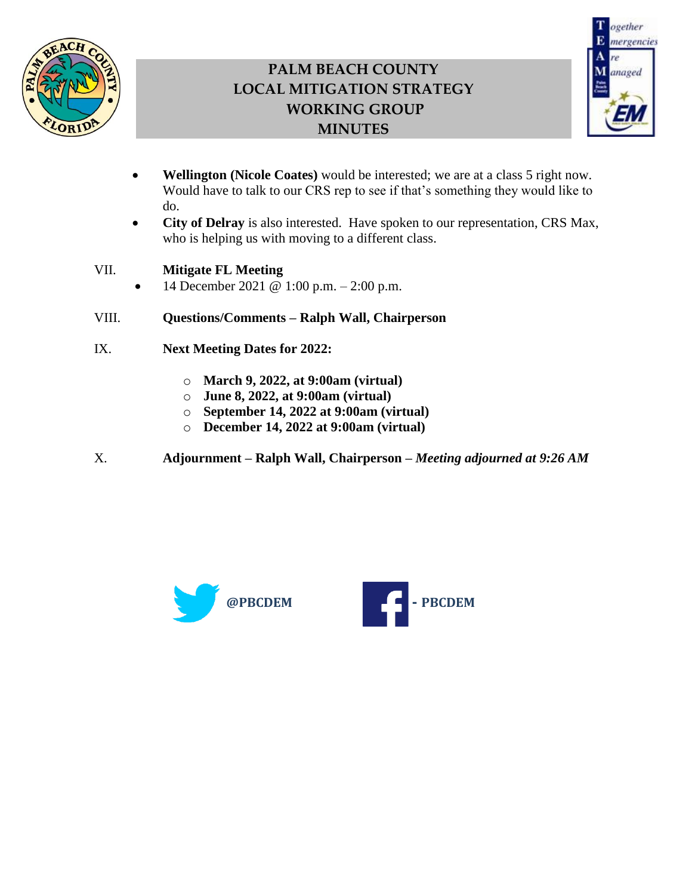- **Wellington (Nicole Coates)** would be interested; we are at a class 5 right now. Would have to talk to our CRS rep to see if that's something they would like to do.
- **City of Delray** is also interested. Have spoken to our representation, CRS Max, who is helping us with moving to a different class.

VII. **Mitigate FL Meeting**

- 14 December 2021 @ 1:00 p.m. – 2:00 p.m.

VIII. **Questions/Comments – Ralph Wall, Chairperson**

IX. **Next Meeting Dates for 2022:**

- **March 9, 2022, at 9:00am (virtual)**
- **June 8, 2022, at 9:00am (virtual)**
- **September 14, 2022 at 9:00am (virtual)**
- **December 14, 2022 at 9:00am (virtual)**

X. **Adjournment – Ralph Wall, Chairperson –** ***Meeting adjourned at 9:26 AM***

**@PBCDEM** **- PBCDEM**